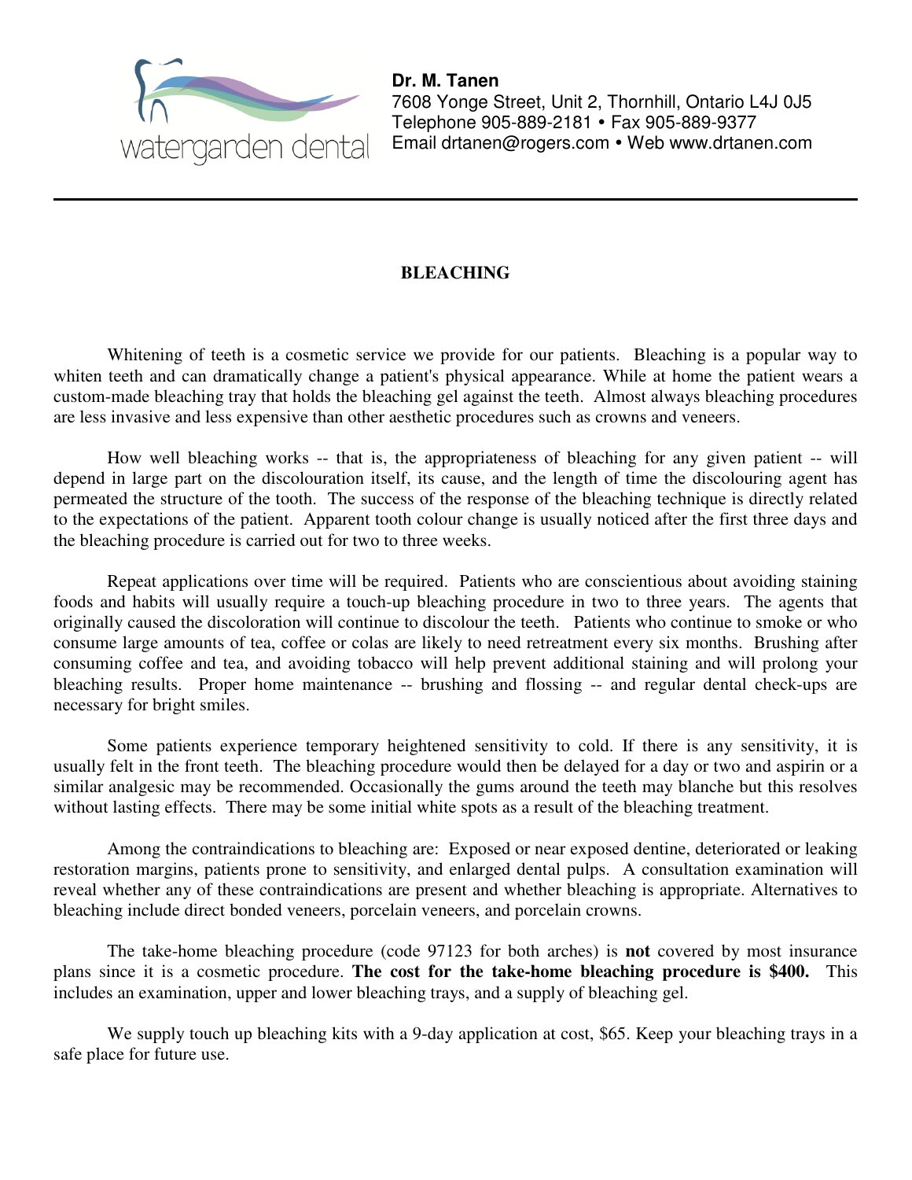watergarden dental

**Dr. M. Tanen**
7608 Yonge Street, Unit 2, Thornhill, Ontario L4J 0J5
Telephone 905-889-2181 • Fax 905-889-9377
Email drtanen@rogers.com • Web www.drtanen.com

---

# BLEACHING

Whitening of teeth is a cosmetic service we provide for our patients. Bleaching is a popular way to whiten teeth and can dramatically change a patient's physical appearance. While at home the patient wears a custom-made bleaching tray that holds the bleaching gel against the teeth. Almost always bleaching procedures are less invasive and less expensive than other aesthetic procedures such as crowns and veneers.

How well bleaching works -- that is, the appropriateness of bleaching for any given patient -- will depend in large part on the discolouration itself, its cause, and the length of time the discolouring agent has permeated the structure of the tooth. The success of the response of the bleaching technique is directly related to the expectations of the patient. Apparent tooth colour change is usually noticed after the first three days and the bleaching procedure is carried out for two to three weeks.

Repeat applications over time will be required. Patients who are conscientious about avoiding staining foods and habits will usually require a touch-up bleaching procedure in two to three years. The agents that originally caused the discoloration will continue to discolour the teeth. Patients who continue to smoke or who consume large amounts of tea, coffee or colas are likely to need retreatment every six months. Brushing after consuming coffee and tea, and avoiding tobacco will help prevent additional staining and will prolong your bleaching results. Proper home maintenance -- brushing and flossing -- and regular dental check-ups are necessary for bright smiles.

Some patients experience temporary heightened sensitivity to cold. If there is any sensitivity, it is usually felt in the front teeth. The bleaching procedure would then be delayed for a day or two and aspirin or a similar analgesic may be recommended. Occasionally the gums around the teeth may blanche but this resolves without lasting effects. There may be some initial white spots as a result of the bleaching treatment.

Among the contraindications to bleaching are: Exposed or near exposed dentine, deteriorated or leaking restoration margins, patients prone to sensitivity, and enlarged dental pulps. A consultation examination will reveal whether any of these contraindications are present and whether bleaching is appropriate. Alternatives to bleaching include direct bonded veneers, porcelain veneers, and porcelain crowns.

The take-home bleaching procedure (code 97123 for both arches) is **not** covered by most insurance plans since it is a cosmetic procedure. **The cost for the take-home bleaching procedure is $400.** This includes an examination, upper and lower bleaching trays, and a supply of bleaching gel.

We supply touch up bleaching kits with a 9-day application at cost, $65. Keep your bleaching trays in a safe place for future use.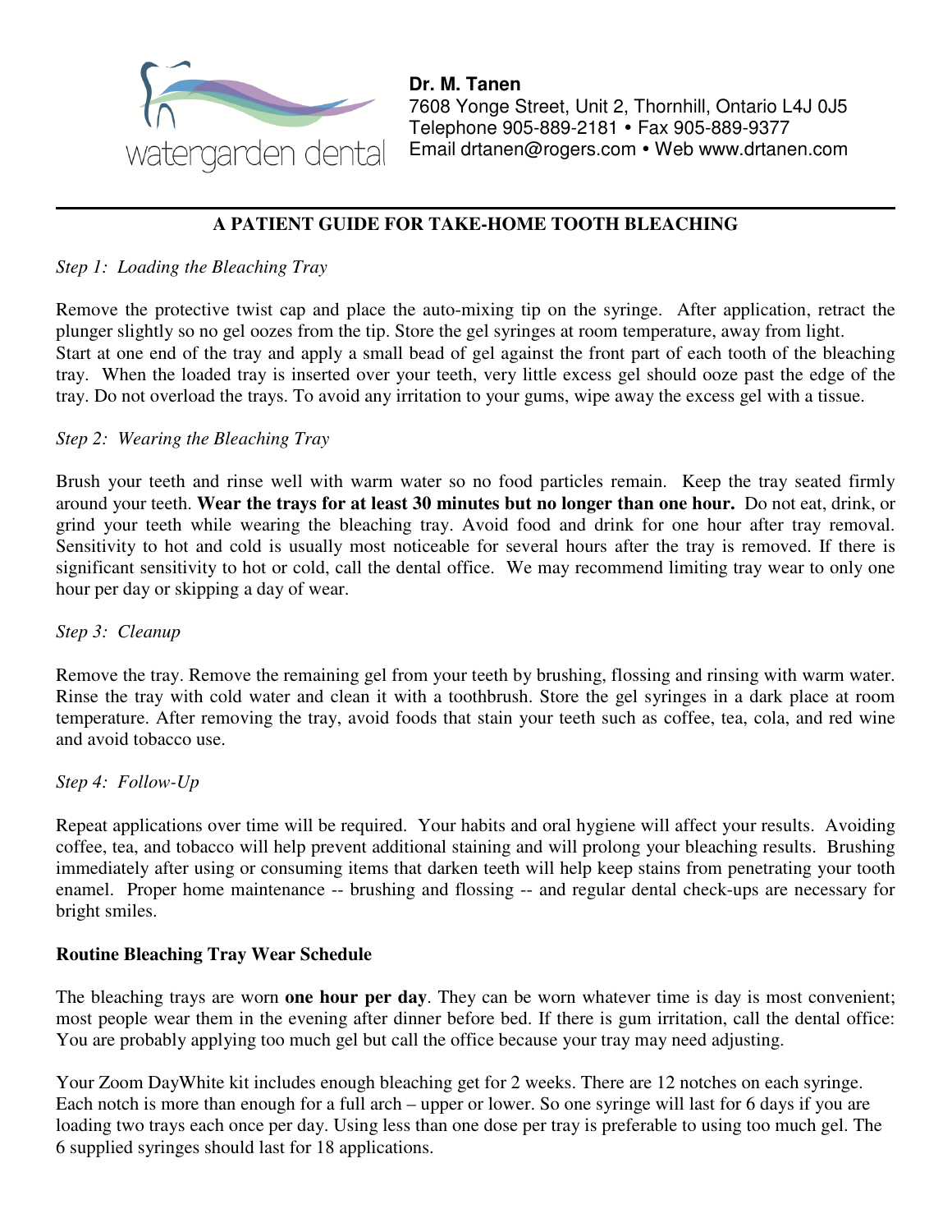**Dr. M. Tanen**
7608 Yonge Street, Unit 2, Thornhill, Ontario L4J 0J5
Telephone 905-889-2181 • Fax 905-889-9377
Email drtanen@rogers.com • Web www.drtanen.com

---

## A PATIENT GUIDE FOR TAKE-HOME TOOTH BLEACHING

*Step 1: Loading the Bleaching Tray*

Remove the protective twist cap and place the auto-mixing tip on the syringe. After application, retract the plunger slightly so no gel oozes from the tip. Store the gel syringes at room temperature, away from light.
Start at one end of the tray and apply a small bead of gel against the front part of each tooth of the bleaching tray. When the loaded tray is inserted over your teeth, very little excess gel should ooze past the edge of the tray. Do not overload the trays. To avoid any irritation to your gums, wipe away the excess gel with a tissue.

*Step 2: Wearing the Bleaching Tray*

Brush your teeth and rinse well with warm water so no food particles remain. Keep the tray seated firmly around your teeth. **Wear the trays for at least 30 minutes but no longer than one hour.** Do not eat, drink, or grind your teeth while wearing the bleaching tray. Avoid food and drink for one hour after tray removal. Sensitivity to hot and cold is usually most noticeable for several hours after the tray is removed. If there is significant sensitivity to hot or cold, call the dental office. We may recommend limiting tray wear to only one hour per day or skipping a day of wear.

*Step 3: Cleanup*

Remove the tray. Remove the remaining gel from your teeth by brushing, flossing and rinsing with warm water. Rinse the tray with cold water and clean it with a toothbrush. Store the gel syringes in a dark place at room temperature. After removing the tray, avoid foods that stain your teeth such as coffee, tea, cola, and red wine and avoid tobacco use.

*Step 4: Follow-Up*

Repeat applications over time will be required. Your habits and oral hygiene will affect your results. Avoiding coffee, tea, and tobacco will help prevent additional staining and will prolong your bleaching results. Brushing immediately after using or consuming items that darken teeth will help keep stains from penetrating your tooth enamel. Proper home maintenance -- brushing and flossing -- and regular dental check-ups are necessary for bright smiles.

**Routine Bleaching Tray Wear Schedule**

The bleaching trays are worn **one hour per day**. They can be worn whatever time is day is most convenient; most people wear them in the evening after dinner before bed. If there is gum irritation, call the dental office: You are probably applying too much gel but call the office because your tray may need adjusting.

Your Zoom DayWhite kit includes enough bleaching get for 2 weeks. There are 12 notches on each syringe. Each notch is more than enough for a full arch – upper or lower. So one syringe will last for 6 days if you are loading two trays each once per day. Using less than one dose per tray is preferable to using too much gel. The 6 supplied syringes should last for 18 applications.